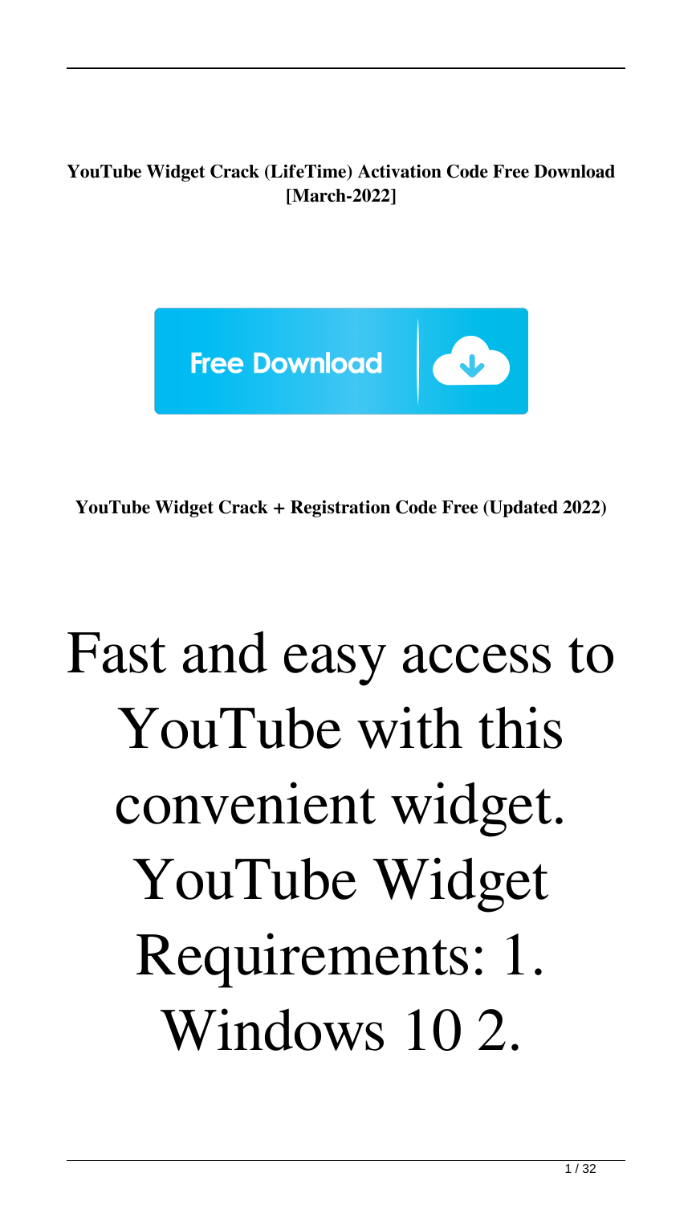**YouTube Widget Crack (LifeTime) Activation Code Free Download [March-2022]**

Free Download

**YouTube Widget Crack + Registration Code Free (Updated 2022)**

# Fast and easy access to YouTube with this convenient widget. YouTube Widget Requirements: 1. Windows 10 2.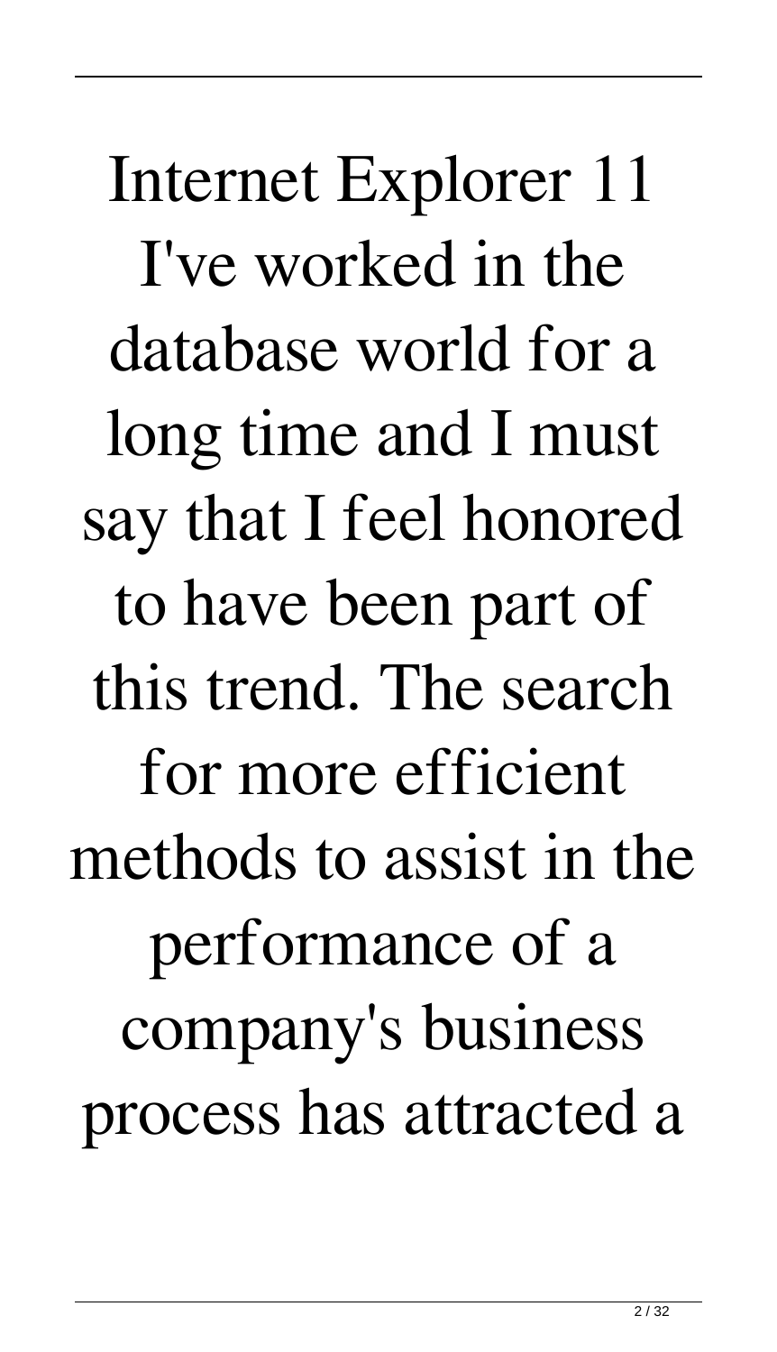Internet Explorer 11 I've worked in the database world for a long time and I must say that I feel honored to have been part of this trend. The search for more efficient methods to assist in the performance of a company's business process has attracted a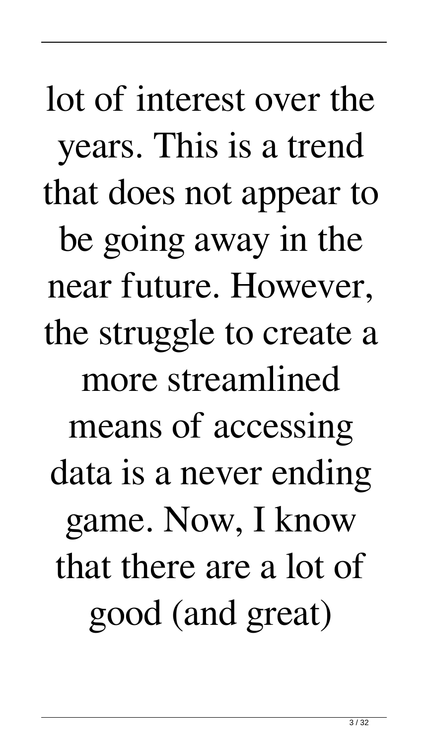lot of interest over the years. This is a trend that does not appear to be going away in the near future. However, the struggle to create a more streamlined means of accessing data is a never ending game. Now, I know that there are a lot of good (and great)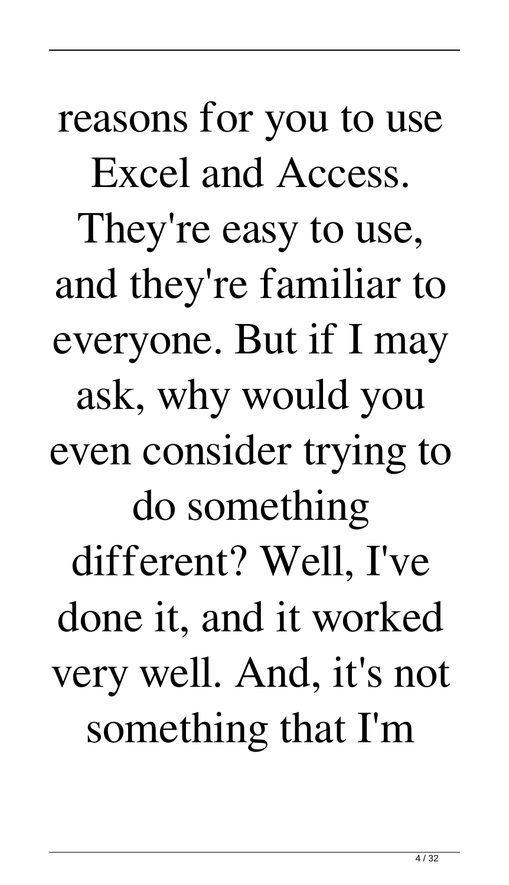reasons for you to use Excel and Access. They're easy to use, and they're familiar to everyone. But if I may ask, why would you even consider trying to do something different? Well, I've done it, and it worked very well. And, it's not something that I'm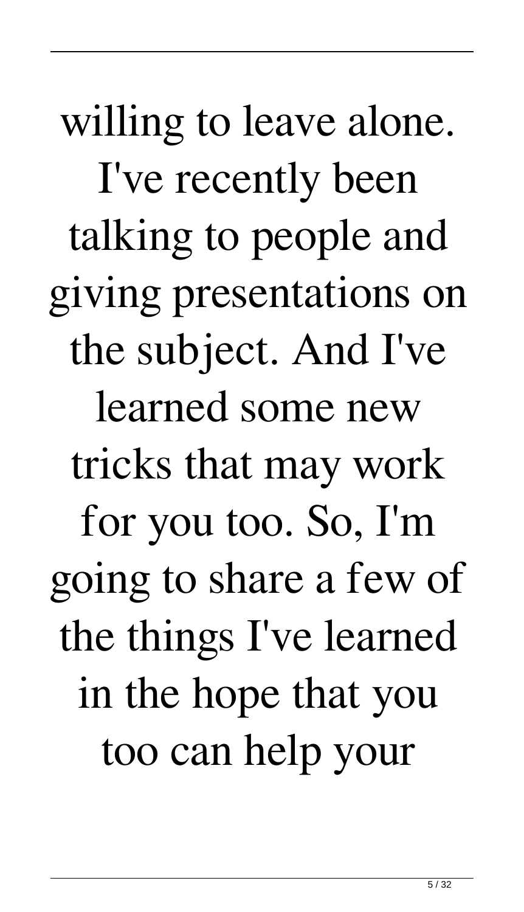willing to leave alone. I've recently been talking to people and giving presentations on the subject. And I've learned some new tricks that may work for you too. So, I'm going to share a few of the things I've learned in the hope that you too can help your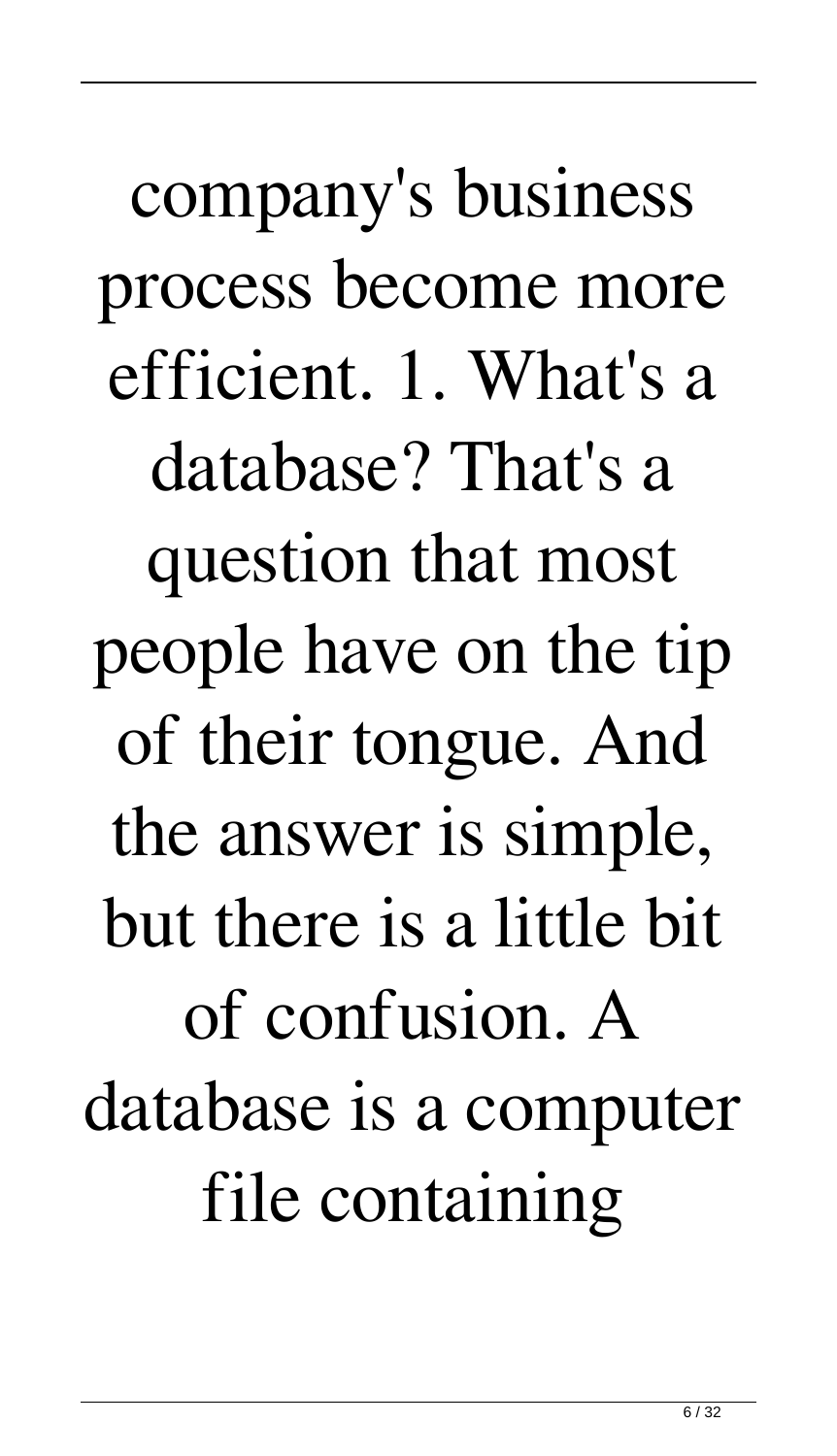company's business process become more efficient. 1. What's a database? That's a question that most people have on the tip of their tongue. And the answer is simple, but there is a little bit of confusion. A database is a computer file containing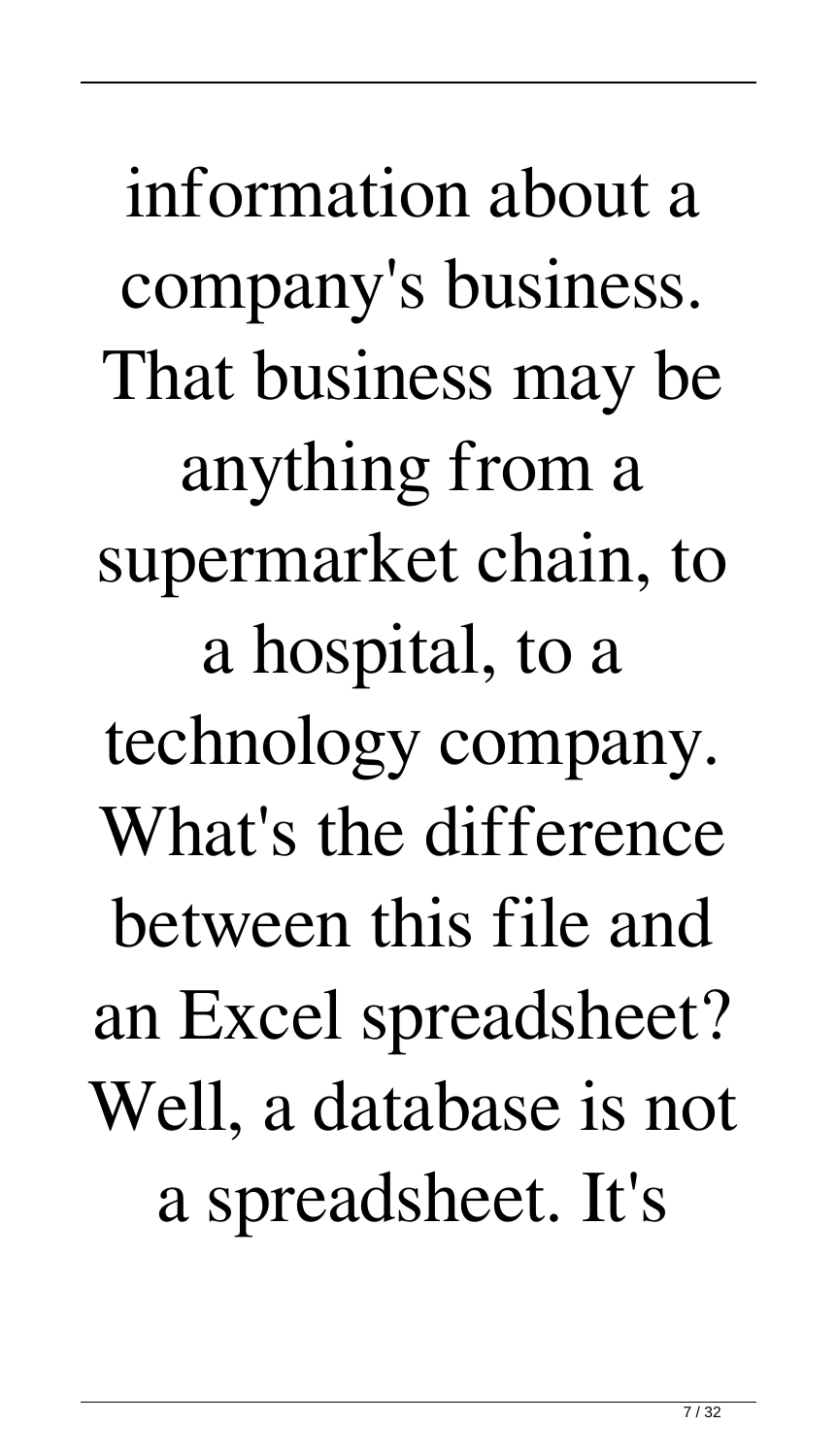information about a company's business. That business may be anything from a supermarket chain, to a hospital, to a technology company. What's the difference between this file and an Excel spreadsheet? Well, a database is not a spreadsheet. It's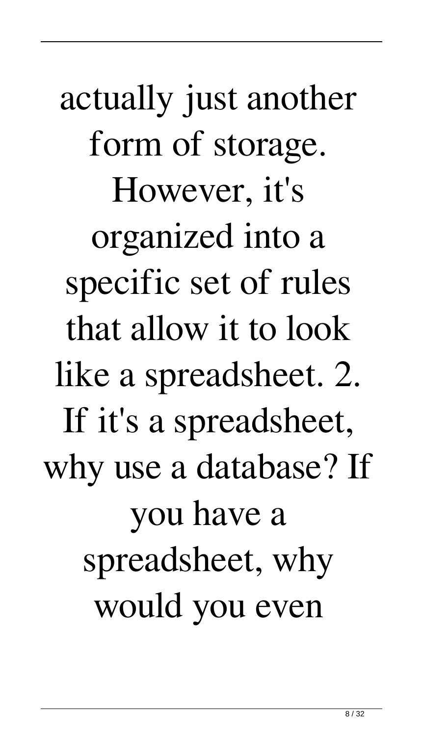actually just another form of storage. However, it's organized into a specific set of rules that allow it to look like a spreadsheet. 2. If it's a spreadsheet, why use a database? If you have a spreadsheet, why would you even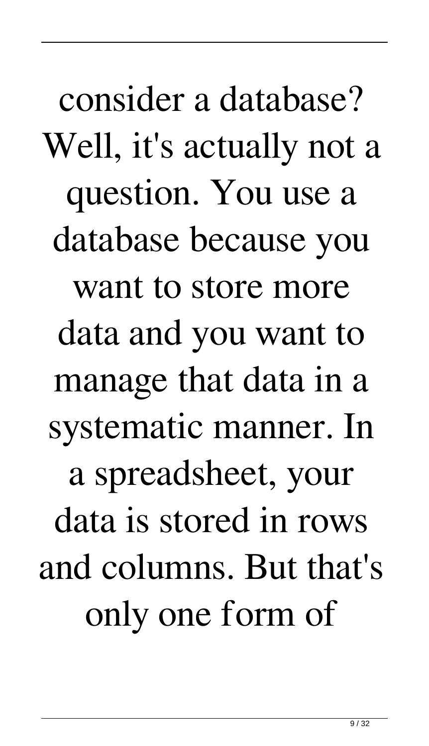consider a database? Well, it's actually not a question. You use a database because you want to store more data and you want to manage that data in a systematic manner. In a spreadsheet, your data is stored in rows and columns. But that's only one form of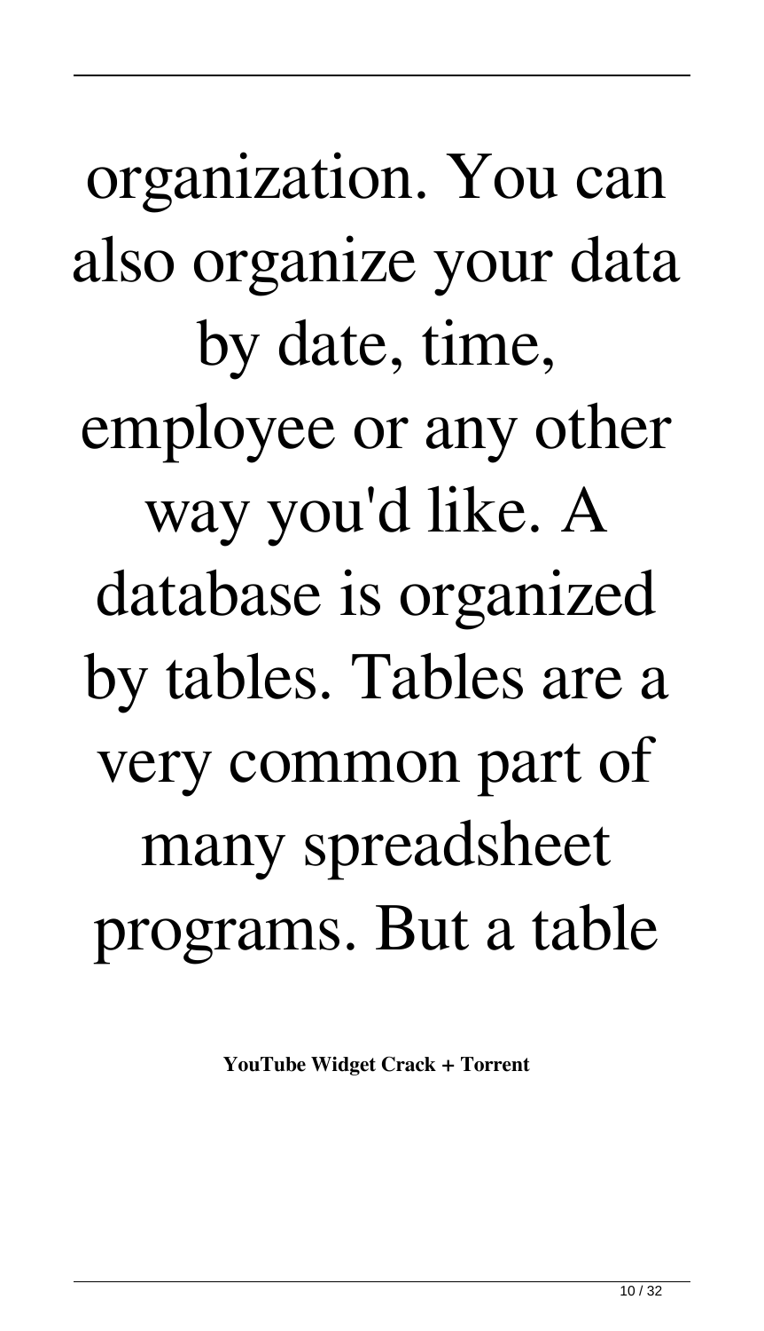organization. You can also organize your data by date, time, employee or any other way you'd like. A database is organized by tables. Tables are a very common part of many spreadsheet programs. But a table

**YouTube Widget Crack + Torrent**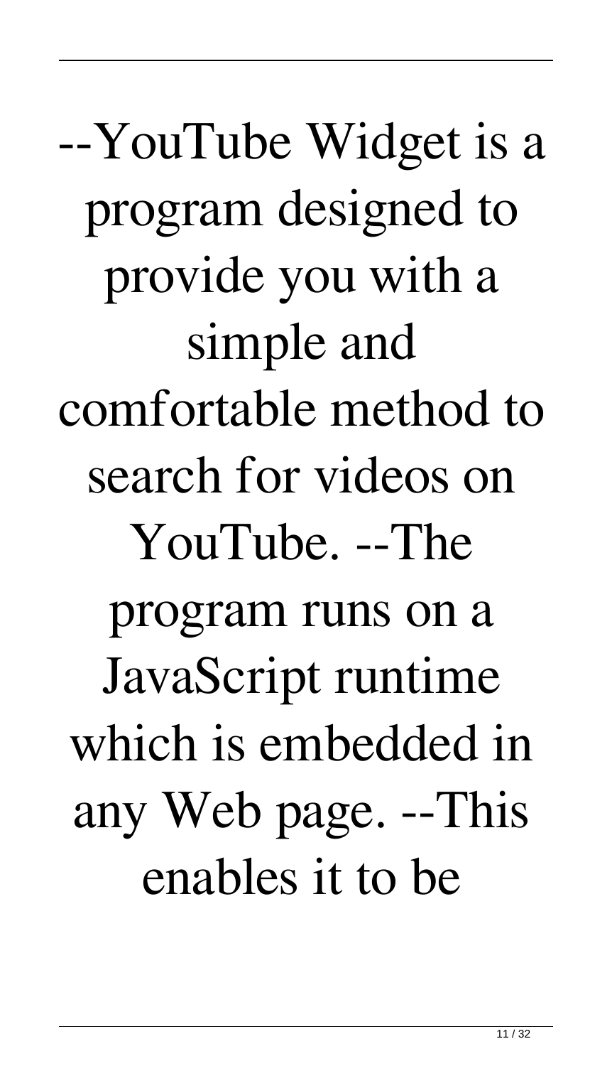--YouTube Widget is a program designed to provide you with a simple and comfortable method to search for videos on YouTube. --The program runs on a JavaScript runtime which is embedded in any Web page. --This enables it to be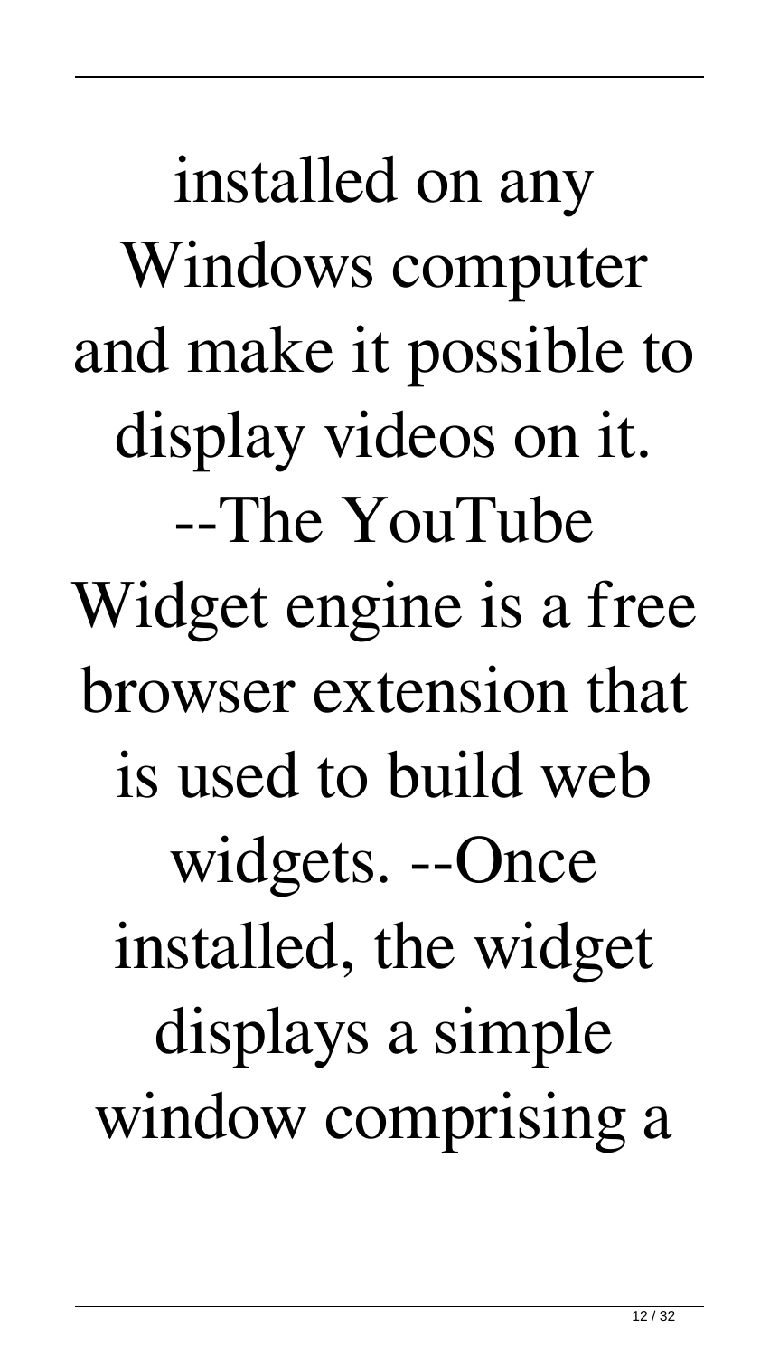installed on any Windows computer and make it possible to display videos on it. --The YouTube Widget engine is a free browser extension that is used to build web widgets. --Once installed, the widget displays a simple window comprising a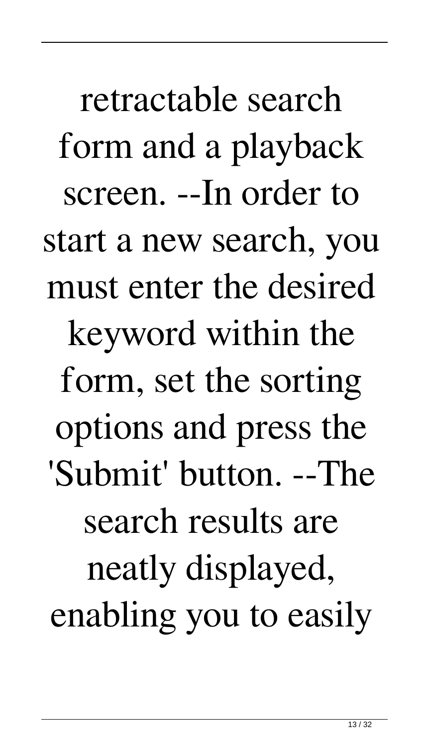retractable search form and a playback screen. --In order to start a new search, you must enter the desired keyword within the form, set the sorting options and press the 'Submit' button. --The search results are neatly displayed, enabling you to easily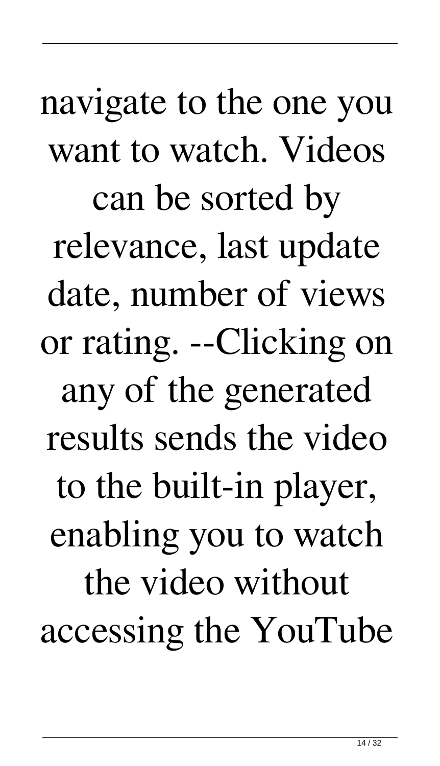navigate to the one you want to watch. Videos can be sorted by relevance, last update date, number of views or rating. --Clicking on any of the generated results sends the video to the built-in player, enabling you to watch the video without accessing the YouTube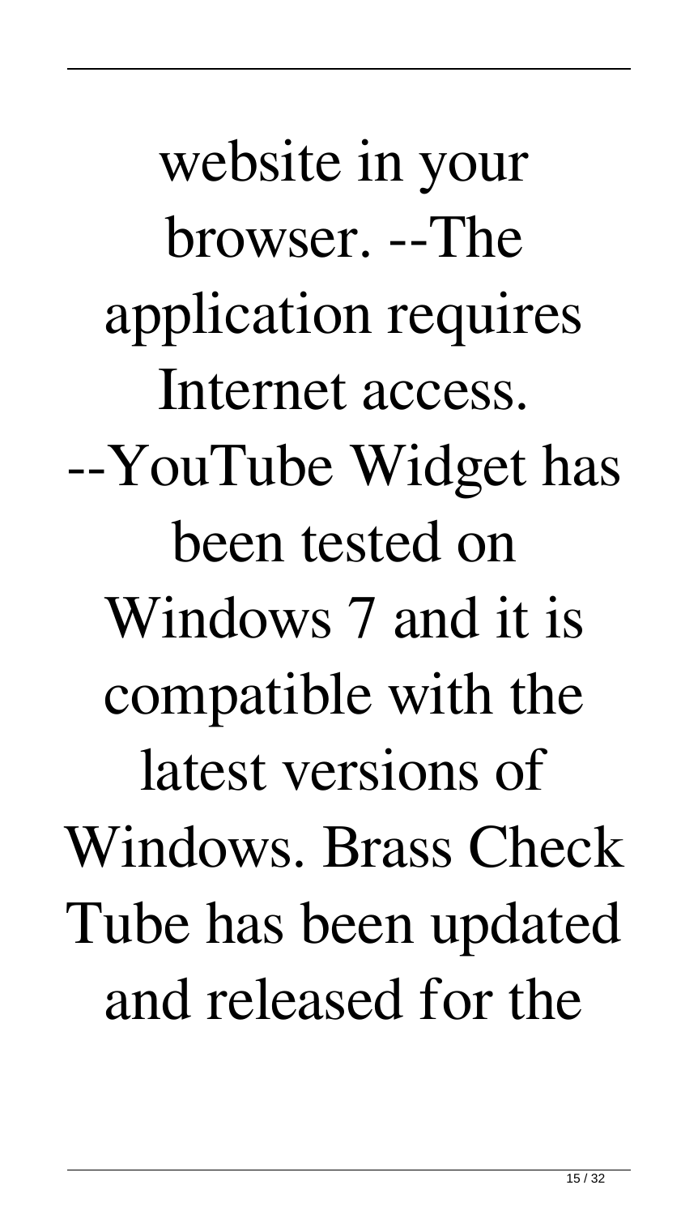website in your browser. --The application requires Internet access. --YouTube Widget has been tested on Windows 7 and it is compatible with the latest versions of Windows. Brass Check Tube has been updated and released for the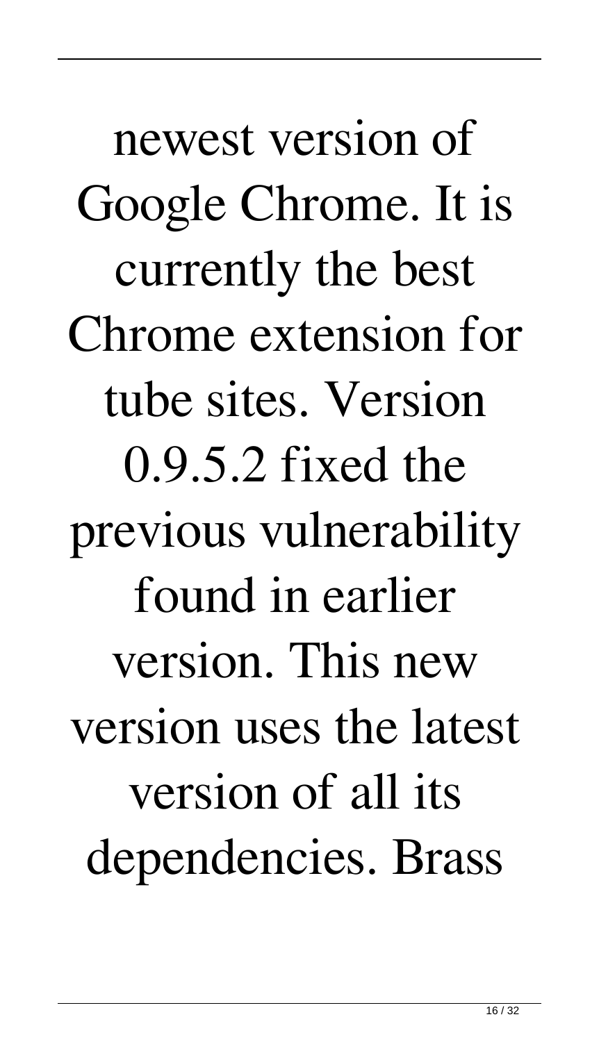newest version of Google Chrome. It is currently the best Chrome extension for tube sites. Version 0.9.5.2 fixed the previous vulnerability found in earlier version. This new version uses the latest version of all its dependencies. Brass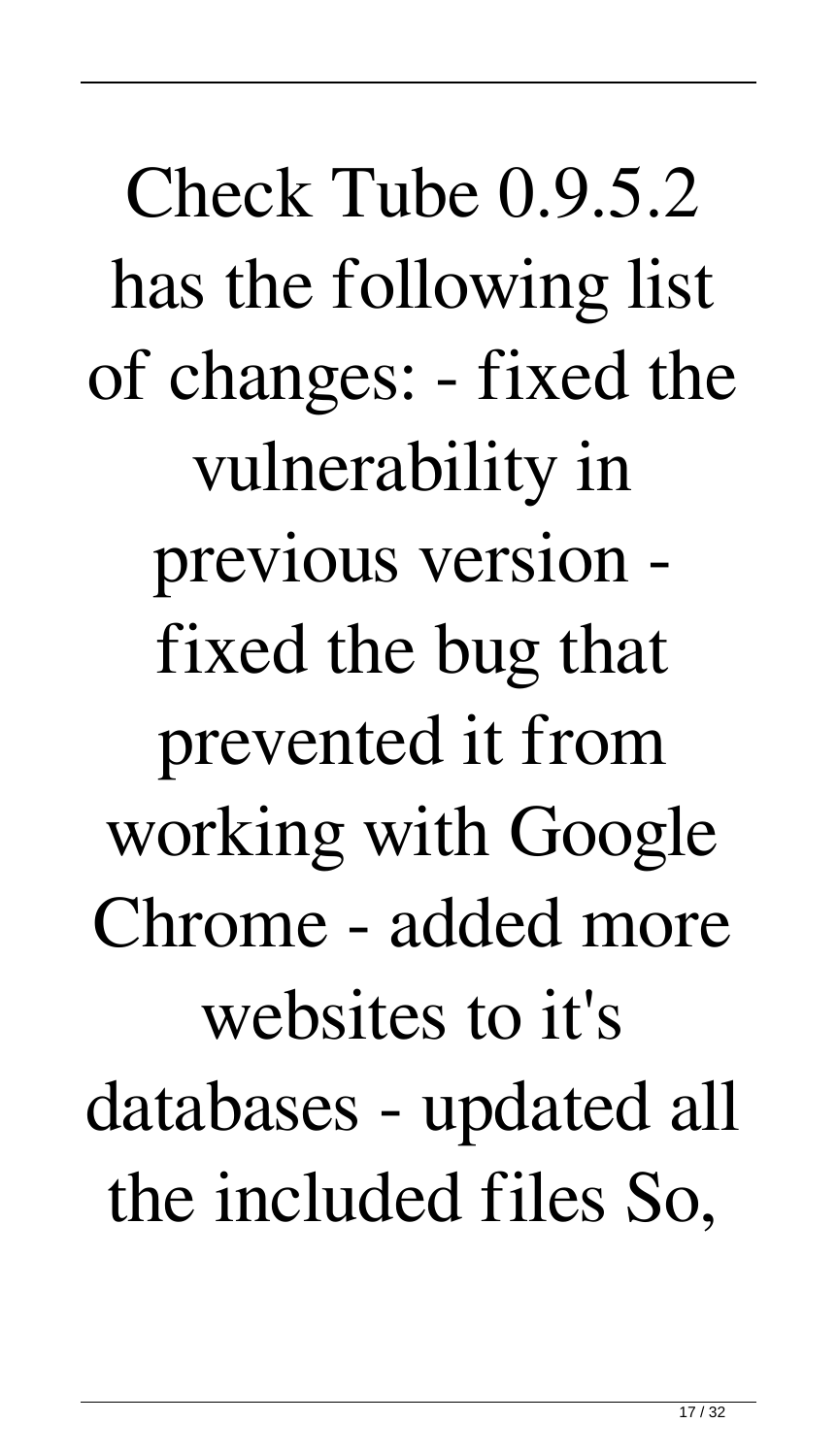Check Tube 0.9.5.2 has the following list of changes: - fixed the vulnerability in previous version - fixed the bug that prevented it from working with Google Chrome - added more websites to it's databases - updated all the included files So,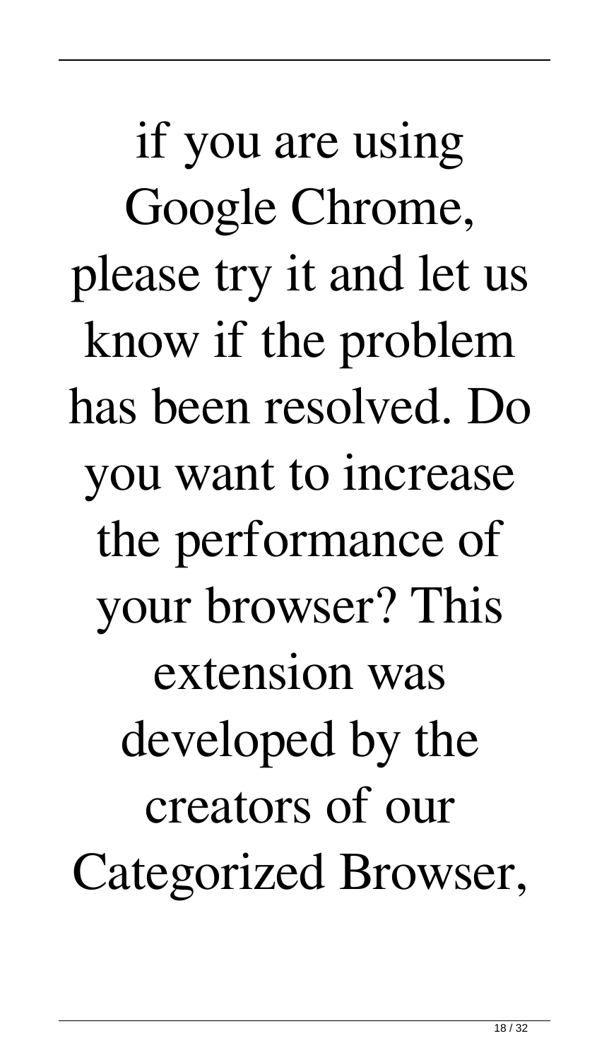if you are using Google Chrome, please try it and let us know if the problem has been resolved. Do you want to increase the performance of your browser? This extension was developed by the creators of our Categorized Browser,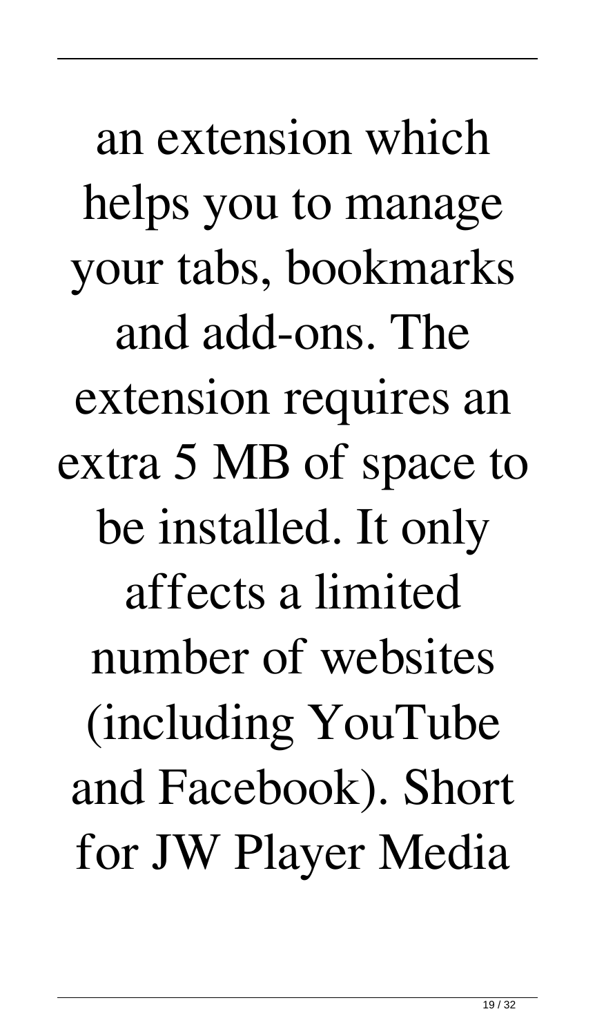an extension which helps you to manage your tabs, bookmarks and add-ons. The extension requires an extra 5 MB of space to be installed. It only affects a limited number of websites (including YouTube and Facebook). Short for JW Player Media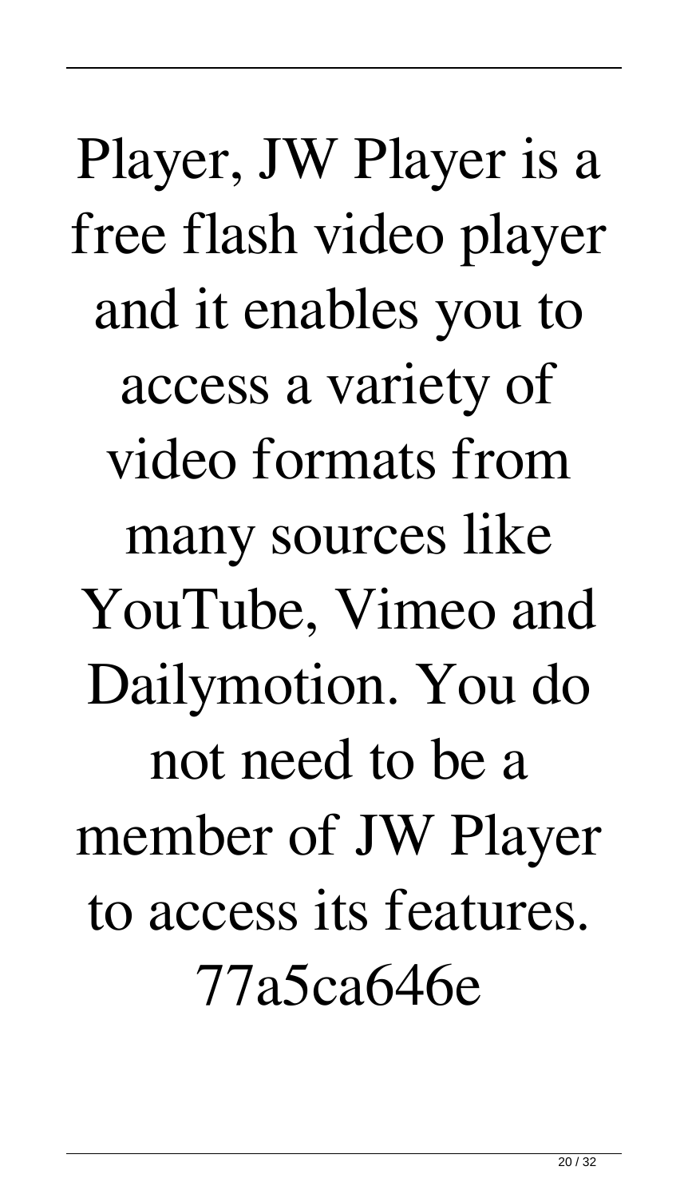Player, JW Player is a free flash video player and it enables you to access a variety of video formats from many sources like YouTube, Vimeo and Dailymotion. You do not need to be a member of JW Player to access its features. 77a5ca646e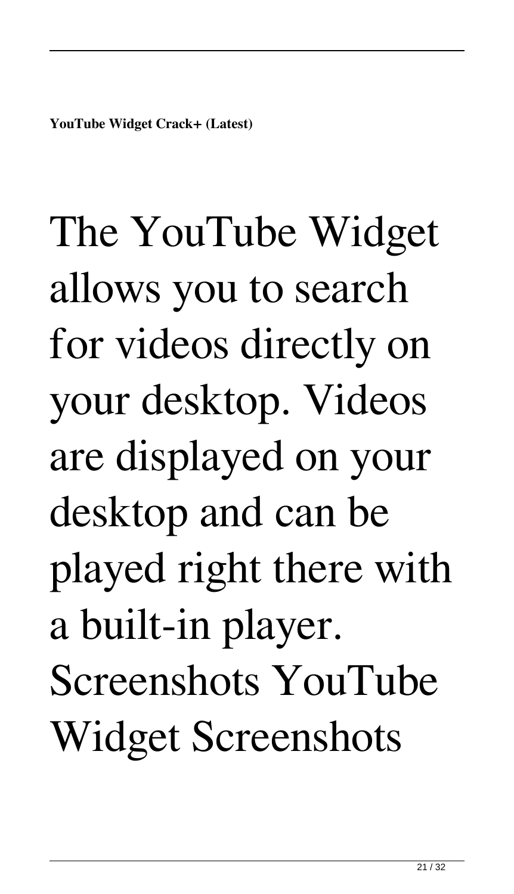**YouTube Widget Crack+ (Latest)**

The YouTube Widget allows you to search for videos directly on your desktop. Videos are displayed on your desktop and can be played right there with a built-in player. Screenshots YouTube Widget Screenshots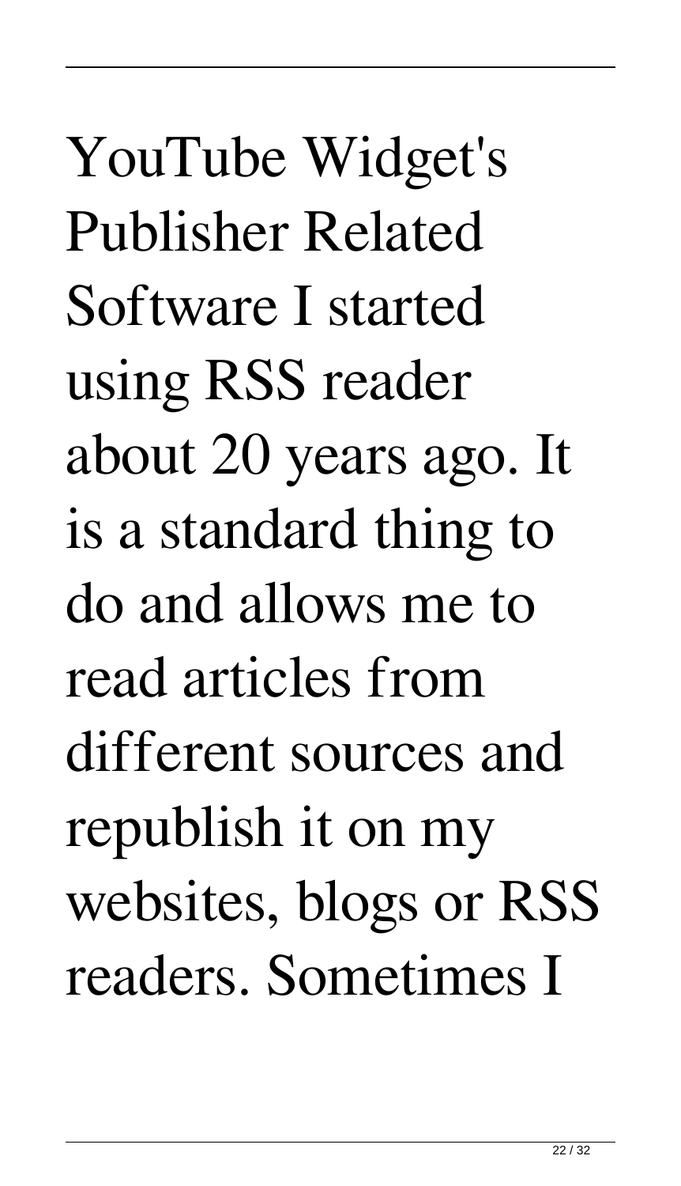YouTube Widget's Publisher Related Software I started using RSS reader about 20 years ago. It is a standard thing to do and allows me to read articles from different sources and republish it on my websites, blogs or RSS readers. Sometimes I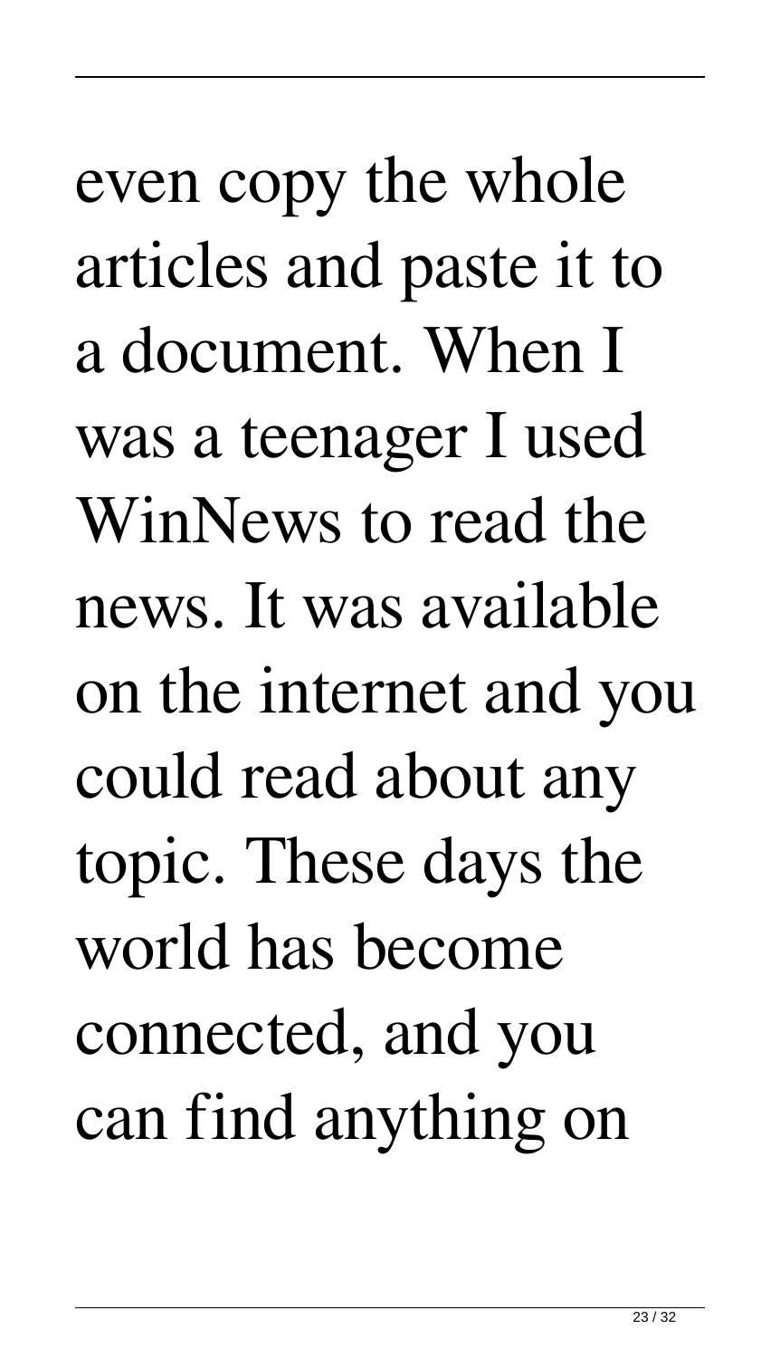even copy the whole articles and paste it to a document. When I was a teenager I used WinNews to read the news. It was available on the internet and you could read about any topic. These days the world has become connected, and you can find anything on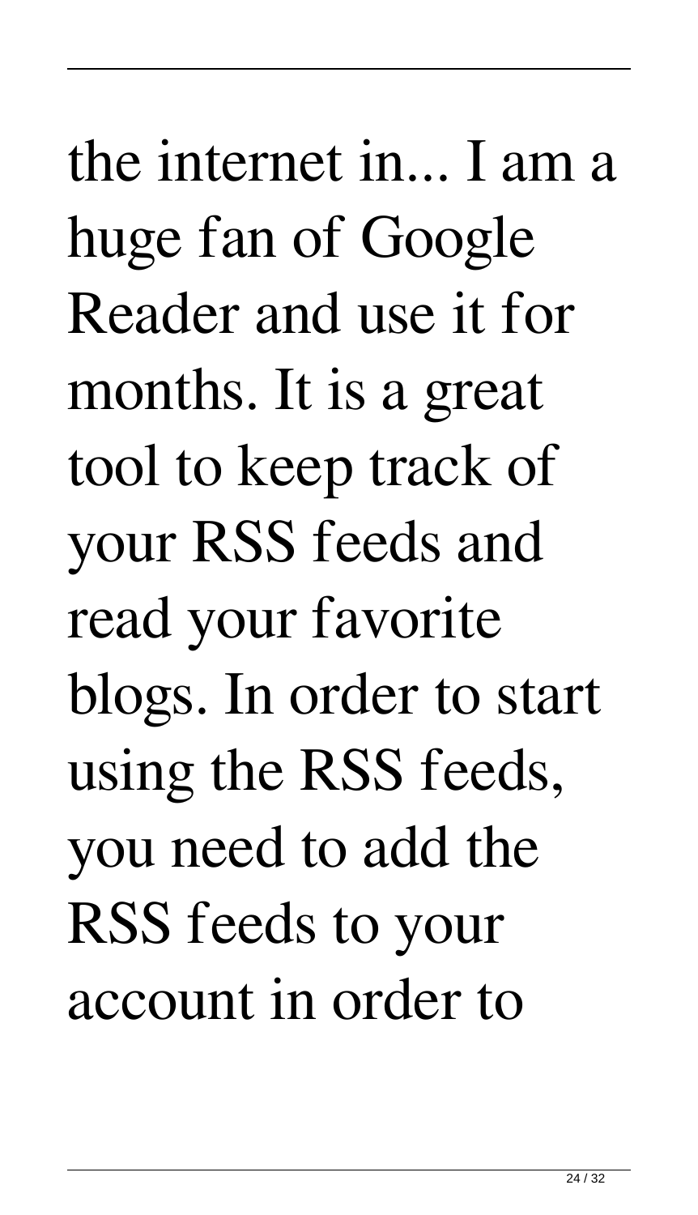the internet in... I am a huge fan of Google Reader and use it for months. It is a great tool to keep track of your RSS feeds and read your favorite blogs. In order to start using the RSS feeds, you need to add the RSS feeds to your account in order to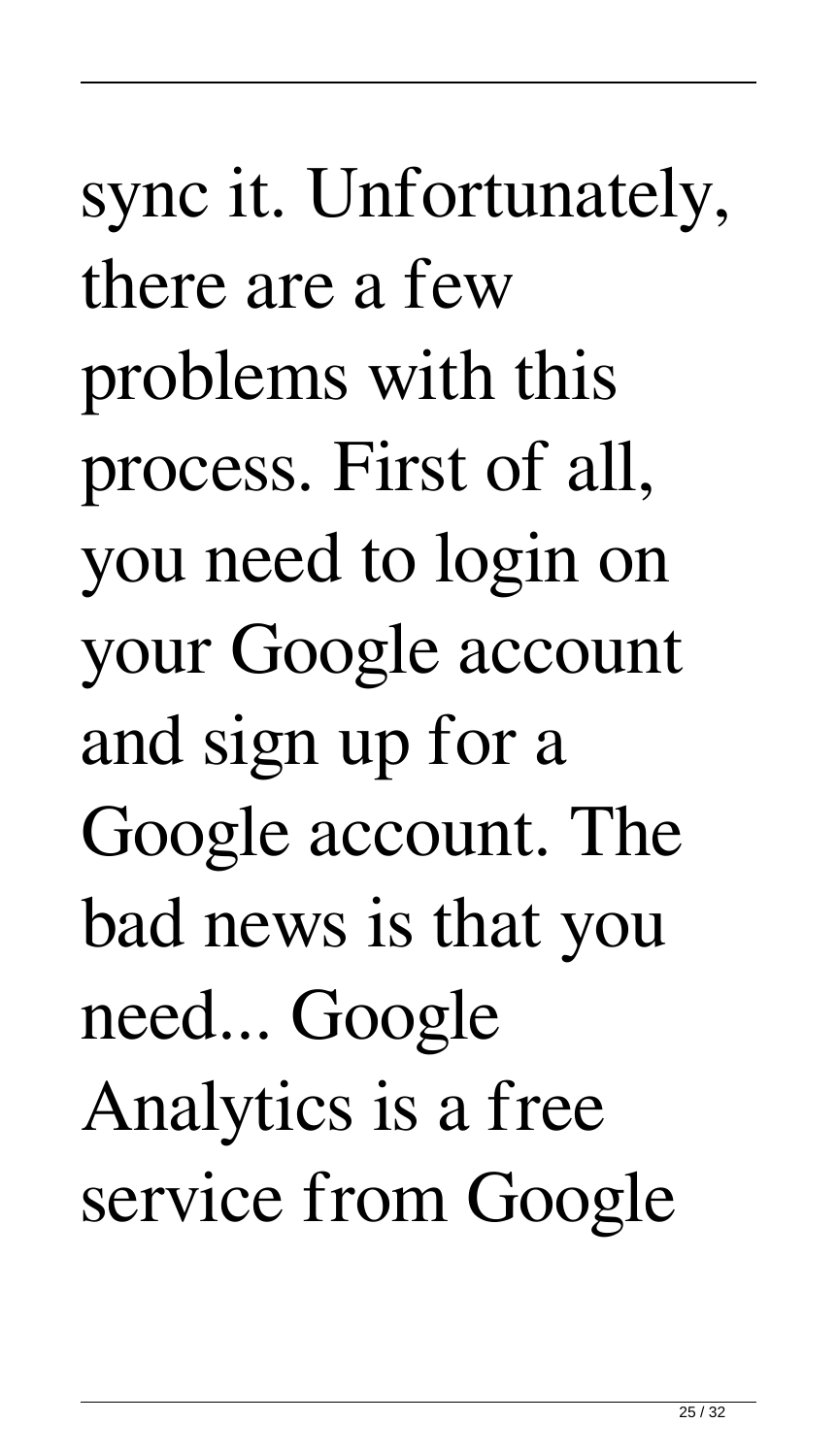sync it. Unfortunately, there are a few problems with this process. First of all, you need to login on your Google account and sign up for a Google account. The bad news is that you need... Google Analytics is a free service from Google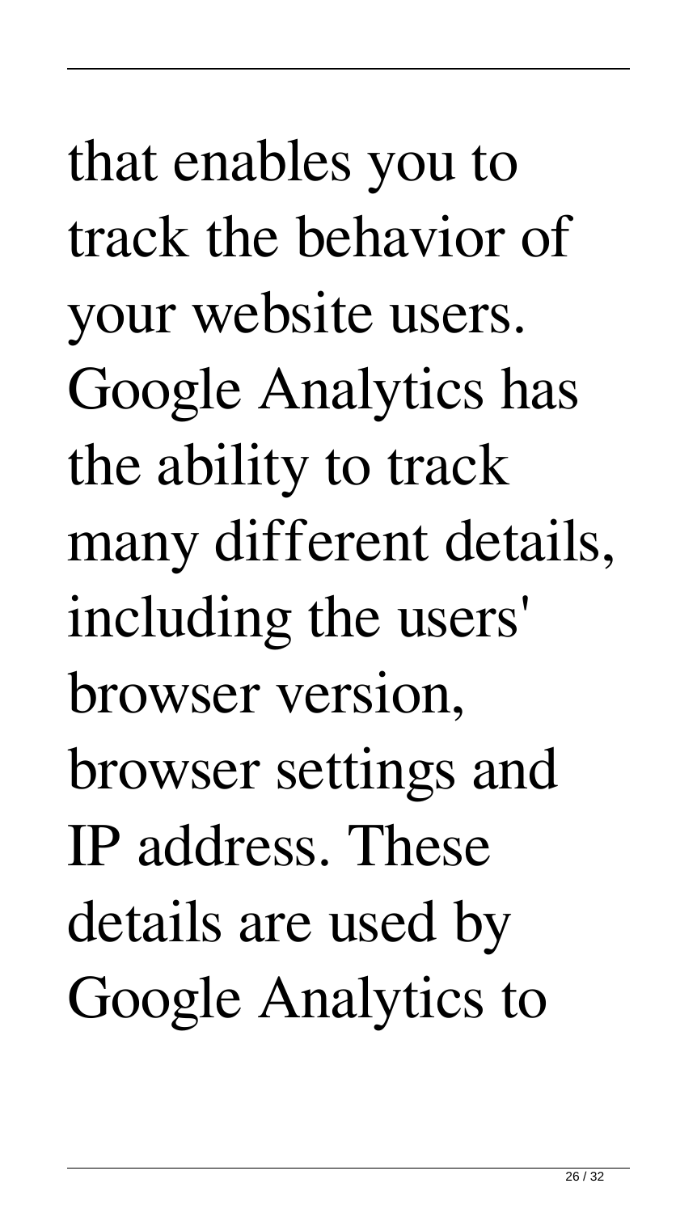that enables you to track the behavior of your website users. Google Analytics has the ability to track many different details, including the users' browser version, browser settings and IP address. These details are used by Google Analytics to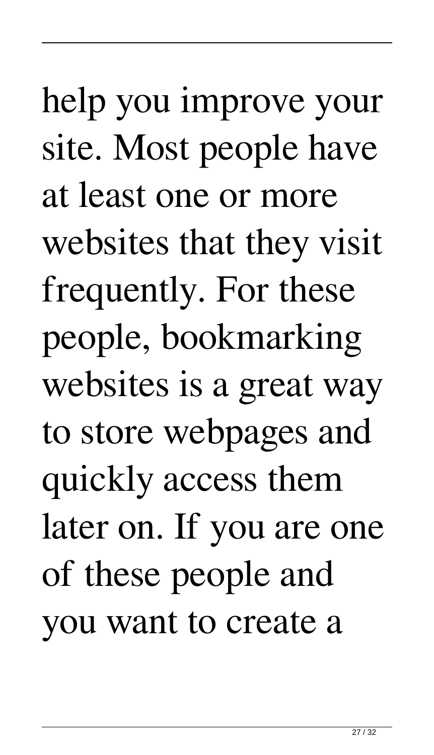help you improve your site. Most people have at least one or more websites that they visit frequently. For these people, bookmarking websites is a great way to store webpages and quickly access them later on. If you are one of these people and you want to create a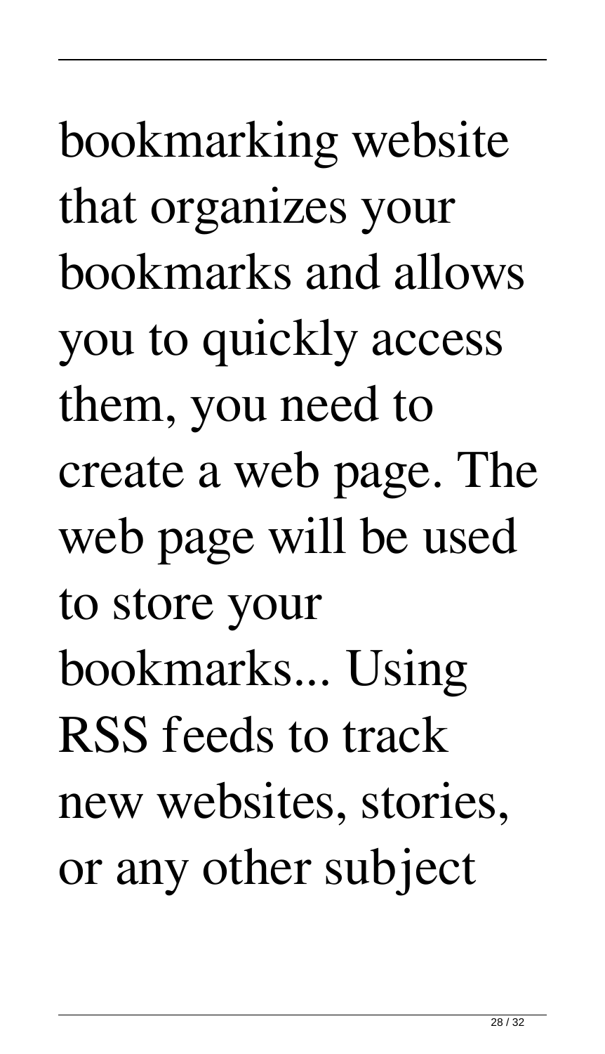bookmarking website that organizes your bookmarks and allows you to quickly access them, you need to create a web page. The web page will be used to store your bookmarks... Using RSS feeds to track new websites, stories, or any other subject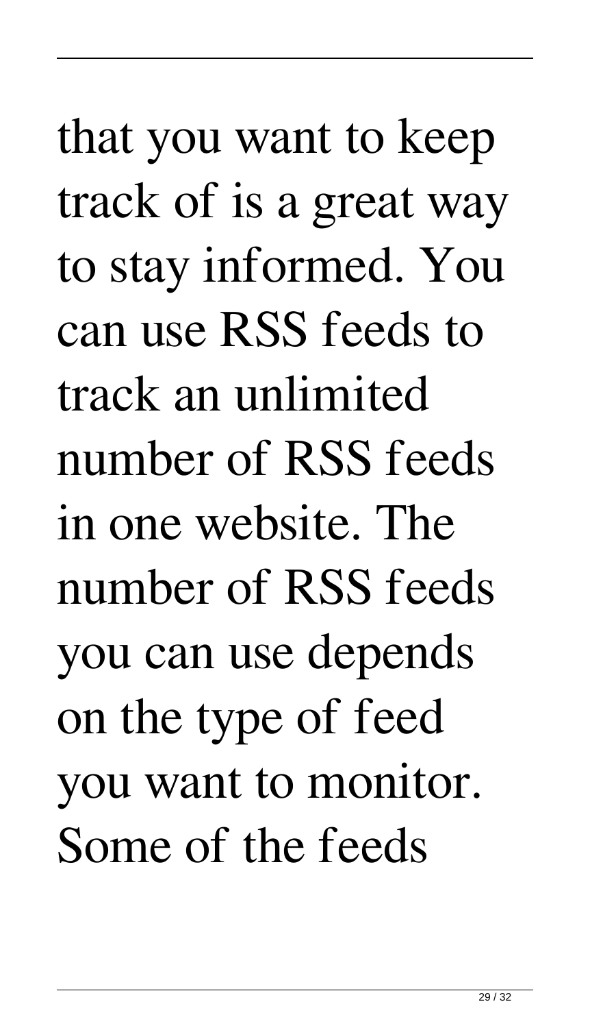that you want to keep track of is a great way to stay informed. You can use RSS feeds to track an unlimited number of RSS feeds in one website. The number of RSS feeds you can use depends on the type of feed you want to monitor. Some of the feeds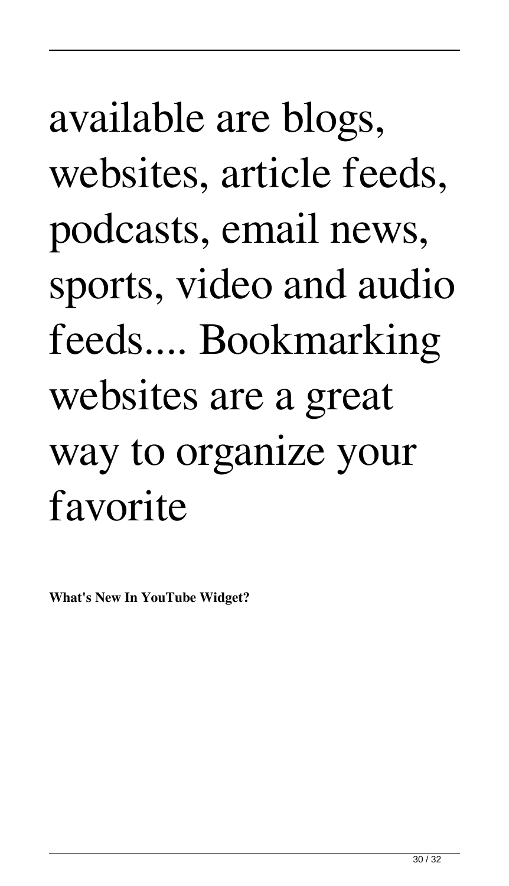available are blogs, websites, article feeds, podcasts, email news, sports, video and audio feeds.... Bookmarking websites are a great way to organize your favorite

**What's New In YouTube Widget?**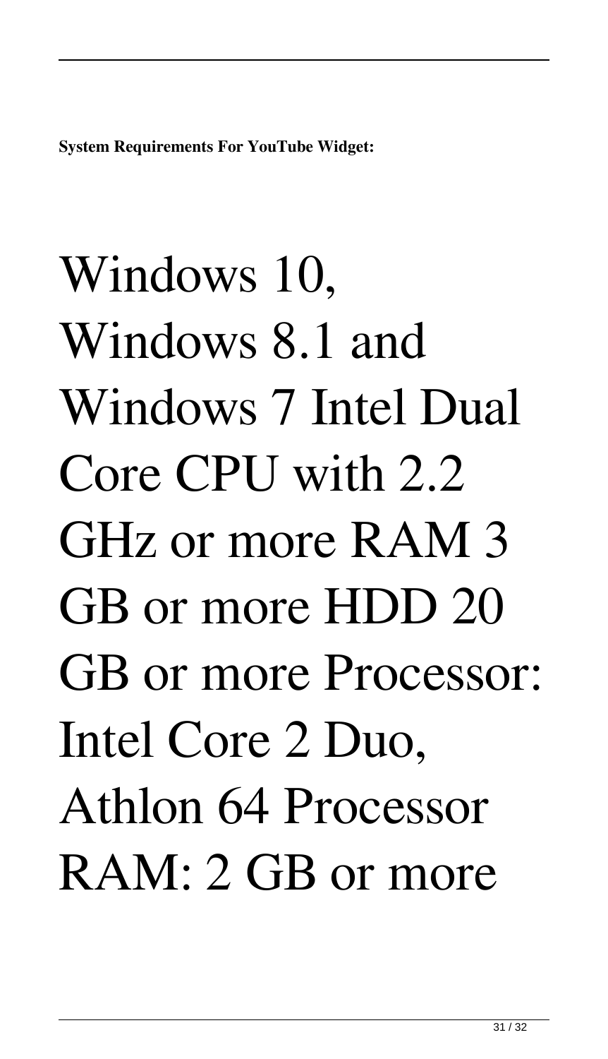**System Requirements For YouTube Widget:**

Windows 10, Windows 8.1 and Windows 7 Intel Dual Core CPU with 2.2 GHz or more RAM 3 GB or more HDD 20 GB or more Processor: Intel Core 2 Duo, Athlon 64 Processor RAM: 2 GB or more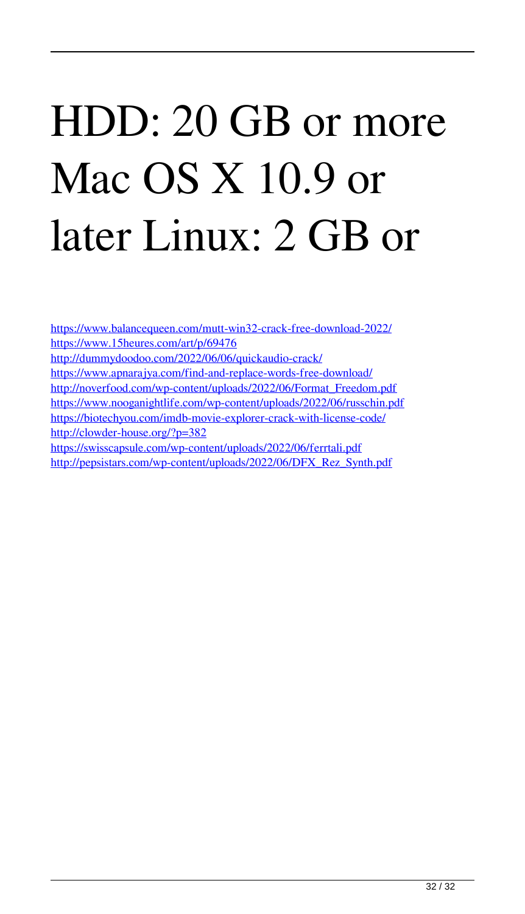# HDD: 20 GB or more Mac OS X 10.9 or later Linux: 2 GB or

https://www.balancequeen.com/mutt-win32-crack-free-download-2022/
https://www.15heures.com/art/p/69476
http://dummydoodoo.com/2022/06/06/quickaudio-crack/
https://www.apnarajya.com/find-and-replace-words-free-download/
http://noverfood.com/wp-content/uploads/2022/06/Format_Freedom.pdf
https://www.nooganightlife.com/wp-content/uploads/2022/06/russchin.pdf
https://biotechyou.com/imdb-movie-explorer-crack-with-license-code/
http://clowder-house.org/?p=382
https://swisscapsule.com/wp-content/uploads/2022/06/ferrtali.pdf
http://pepsistars.com/wp-content/uploads/2022/06/DFX_Rez_Synth.pdf